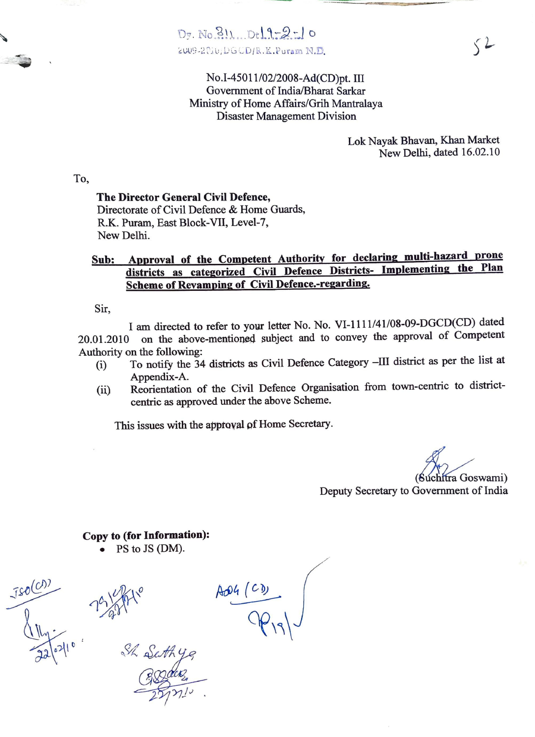Dy. No.311...Dt.19-2-10
2009-2010/DGCD/R.K.Puram N.D.

52

No.I-45011/02/2008-Ad(CD)pt. III
Government of India/Bharat Sarkar
Ministry of Home Affairs/Grih Mantralaya
Disaster Management Division

Lok Nayak Bhavan, Khan Market
New Delhi, dated 16.02.10

To,

**The Director General Civil Defence,**
Directorate of Civil Defence & Home Guards,
R.K. Puram, East Block-VII, Level-7,
New Delhi.

**Sub: Approval of the Competent Authority for declaring multi-hazard prone districts as categorized Civil Defence Districts- Implementing the Plan Scheme of Revamping of Civil Defence.-regarding.**

Sir,

I am directed to refer to your letter No. No. VI-1111/41/08-09-DGCD(CD) dated 20.01.2010 on the above-mentioned subject and to convey the approval of Competent Authority on the following:

(i) To notify the 34 districts as Civil Defence Category –III district as per the list at Appendix-A.

(ii) Reorientation of the Civil Defence Organisation from town-centric to district-centric as approved under the above Scheme.

This issues with the approval of Home Secretary.

(Suchitra Goswami)
Deputy Secretary to Government of India

**Copy to (for Information):**

- PS to JS (DM).

JSO(CD)
22/02/10

AD4 (CD)
19

Sh. Sathya
22/2/10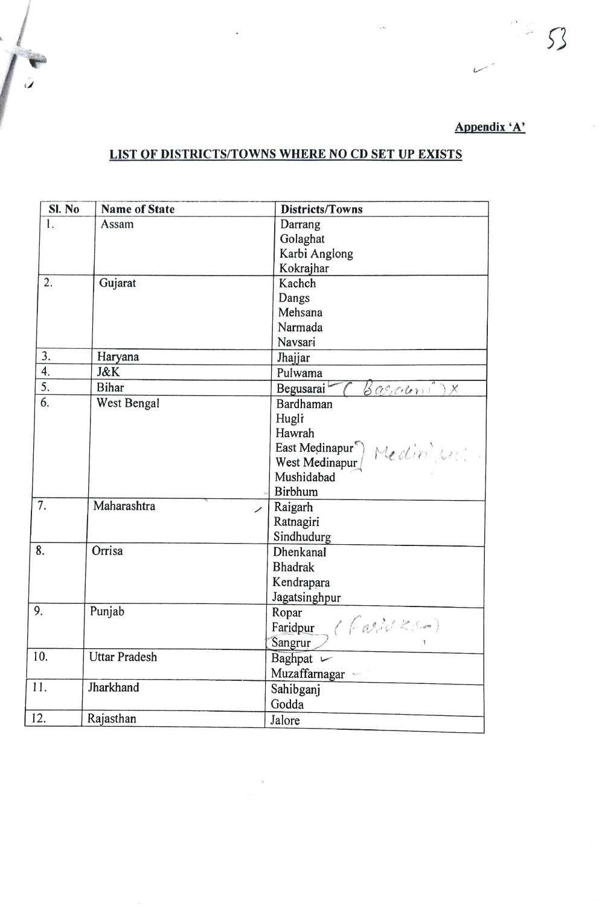**Appendix 'A'**

**LIST OF DISTRICTS/TOWNS WHERE NO CD SET UP EXISTS**

| Sl. No | Name of State | Districts/Towns |
|---|---|---|
| 1. | Assam | Darrang<br>Golaghat<br>Karbi Anglong<br>Kokrajhar |
| 2. | Gujarat | Kachch<br>Dangs<br>Mehsana<br>Narmada<br>Navsari |
| 3. | Haryana | Jhajjar |
| 4. | J&K | Pulwama |
| 5. | Bihar | Begusarai ( Basauni ) X |
| 6. | West Bengal | Bardhaman<br>Hugli<br>Hawrah<br>East Medinapur<br>West Medinapur } Medinipur<br>Mushidabad<br>Birbhum |
| 7. | Maharashtra | Raigarh<br>Ratnagiri<br>Sindhudurg |
| 8. | Orrisa | Dhenkanal<br>Bhadrak<br>Kendrapara<br>Jagatsinghpur |
| 9. | Punjab | Ropar<br>Faridpur ( Faridkot )<br>Sangrur |
| 10. | Uttar Pradesh | Baghpat<br>Muzaffarnagar |
| 11. | Jharkhand | Sahibganj<br>Godda |
| 12. | Rajasthan | Jalore |